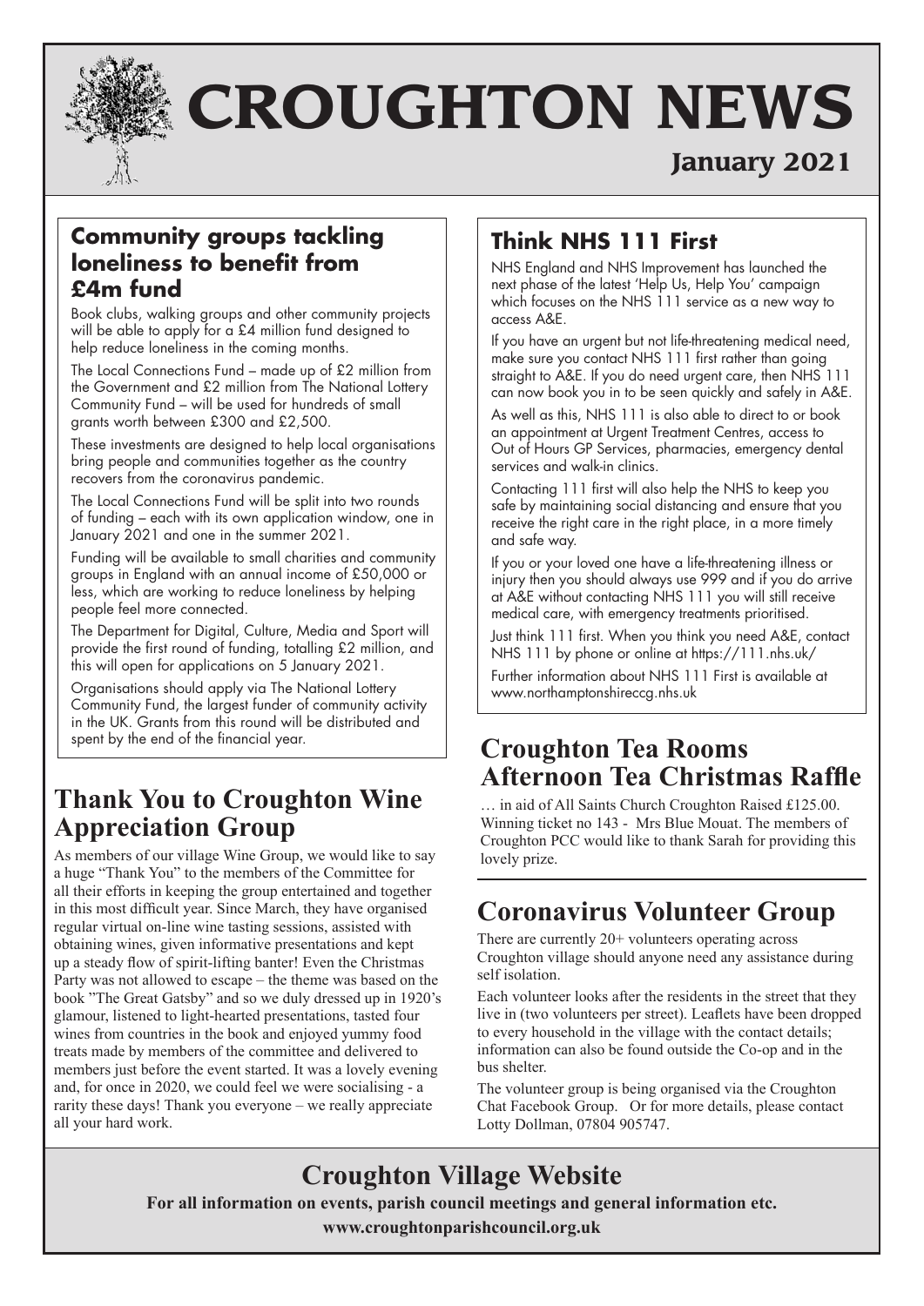# CROUGHTON NEWS

**January 2021**

## Community groups tackling loneliness to benefit from £4m fund

Book clubs, walking groups and other community projects will be able to apply for a £4 million fund designed to help reduce loneliness in the coming months.

The Local Connections Fund – made up of £2 million from the Government and £2 million from The National Lottery Community Fund – will be used for hundreds of small grants worth between £300 and £2,500.

These investments are designed to help local organisations bring people and communities together as the country recovers from the coronavirus pandemic.

The Local Connections Fund will be split into two rounds of funding – each with its own application window, one in January 2021 and one in the summer 2021.

Funding will be available to small charities and community groups in England with an annual income of £50,000 or less, which are working to reduce loneliness by helping people feel more connected.

The Department for Digital, Culture, Media and Sport will provide the first round of funding, totalling £2 million, and this will open for applications on 5 January 2021.

Organisations should apply via The National Lottery Community Fund, the largest funder of community activity in the UK. Grants from this round will be distributed and spent by the end of the financial year.

## Thank You to Croughton Wine Appreciation Group

As members of our village Wine Group, we would like to say a huge "Thank You" to the members of the Committee for all their efforts in keeping the group entertained and together in this most difficult year. Since March, they have organised regular virtual on-line wine tasting sessions, assisted with obtaining wines, given informative presentations and kept up a steady flow of spirit-lifting banter! Even the Christmas Party was not allowed to escape – the theme was based on the book "The Great Gatsby" and so we duly dressed up in 1920's glamour, listened to light-hearted presentations, tasted four wines from countries in the book and enjoyed yummy food treats made by members of the committee and delivered to members just before the event started. It was a lovely evening and, for once in 2020, we could feel we were socialising - a rarity these days! Thank you everyone – we really appreciate all your hard work.

## Think NHS 111 First

NHS England and NHS Improvement has launched the next phase of the latest 'Help Us, Help You' campaign which focuses on the NHS 111 service as a new way to access A&E.

If you have an urgent but not life-threatening medical need, make sure you contact NHS 111 first rather than going straight to A&E. If you do need urgent care, then NHS 111 can now book you in to be seen quickly and safely in A&E.

As well as this, NHS 111 is also able to direct to or book an appointment at Urgent Treatment Centres, access to Out of Hours GP Services, pharmacies, emergency dental services and walk-in clinics.

Contacting 111 first will also help the NHS to keep you safe by maintaining social distancing and ensure that you receive the right care in the right place, in a more timely and safe way.

If you or your loved one have a life-threatening illness or injury then you should always use 999 and if you do arrive at A&E without contacting NHS 111 you will still receive medical care, with emergency treatments prioritised.

Just think 111 first. When you think you need A&E, contact NHS 111 by phone or online at https://111.nhs.uk/

Further information about NHS 111 First is available at www.northamptonshireccg.nhs.uk

## Croughton Tea Rooms Afternoon Tea Christmas Raffle

… in aid of All Saints Church Croughton Raised £125.00. Winning ticket no 143 - Mrs Blue Mouat. The members of Croughton PCC would like to thank Sarah for providing this lovely prize.

## Coronavirus Volunteer Group

There are currently 20+ volunteers operating across Croughton village should anyone need any assistance during self isolation.

Each volunteer looks after the residents in the street that they live in (two volunteers per street). Leaflets have been dropped to every household in the village with the contact details; information can also be found outside the Co-op and in the bus shelter.

The volunteer group is being organised via the Croughton Chat Facebook Group. Or for more details, please contact Lotty Dollman, 07804 905747.

## Croughton Village Website

**For all information on events, parish council meetings and general information etc.**

**www.croughtonparishcouncil.org.uk**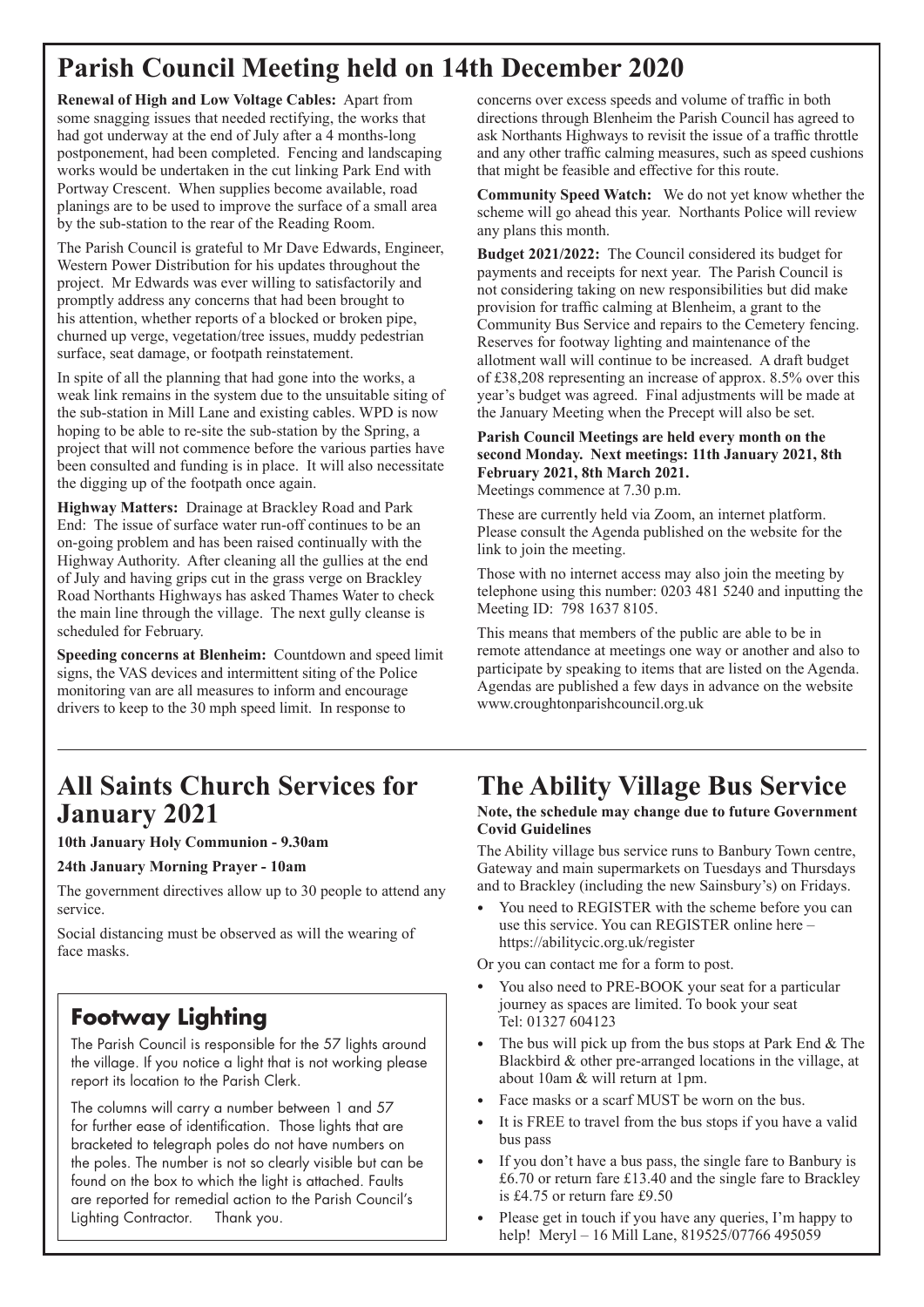# Parish Council Meeting held on 14th December 2020

**Renewal of High and Low Voltage Cables:** Apart from some snagging issues that needed rectifying, the works that had got underway at the end of July after a 4 months-long postponement, had been completed. Fencing and landscaping works would be undertaken in the cut linking Park End with Portway Crescent. When supplies become available, road planings are to be used to improve the surface of a small area by the sub-station to the rear of the Reading Room.

The Parish Council is grateful to Mr Dave Edwards, Engineer, Western Power Distribution for his updates throughout the project. Mr Edwards was ever willing to satisfactorily and promptly address any concerns that had been brought to his attention, whether reports of a blocked or broken pipe, churned up verge, vegetation/tree issues, muddy pedestrian surface, seat damage, or footpath reinstatement.

In spite of all the planning that had gone into the works, a weak link remains in the system due to the unsuitable siting of the sub-station in Mill Lane and existing cables. WPD is now hoping to be able to re-site the sub-station by the Spring, a project that will not commence before the various parties have been consulted and funding is in place. It will also necessitate the digging up of the footpath once again.

**Highway Matters:** Drainage at Brackley Road and Park End: The issue of surface water run-off continues to be an on-going problem and has been raised continually with the Highway Authority. After cleaning all the gullies at the end of July and having grips cut in the grass verge on Brackley Road Northants Highways has asked Thames Water to check the main line through the village. The next gully cleanse is scheduled for February.

**Speeding concerns at Blenheim:** Countdown and speed limit signs, the VAS devices and intermittent siting of the Police monitoring van are all measures to inform and encourage drivers to keep to the 30 mph speed limit. In response to concerns over excess speeds and volume of traffic in both directions through Blenheim the Parish Council has agreed to ask Northants Highways to revisit the issue of a traffic throttle and any other traffic calming measures, such as speed cushions that might be feasible and effective for this route.

**Community Speed Watch:** We do not yet know whether the scheme will go ahead this year. Northants Police will review any plans this month.

**Budget 2021/2022:** The Council considered its budget for payments and receipts for next year. The Parish Council is not considering taking on new responsibilities but did make provision for traffic calming at Blenheim, a grant to the Community Bus Service and repairs to the Cemetery fencing. Reserves for footway lighting and maintenance of the allotment wall will continue to be increased. A draft budget of £38,208 representing an increase of approx. 8.5% over this year's budget was agreed. Final adjustments will be made at the January Meeting when the Precept will also be set.

**Parish Council Meetings are held every month on the second Monday. Next meetings: 11th January 2021, 8th February 2021, 8th March 2021.**
Meetings commence at 7.30 p.m.

These are currently held via Zoom, an internet platform. Please consult the Agenda published on the website for the link to join the meeting.

Those with no internet access may also join the meeting by telephone using this number: 0203 481 5240 and inputting the Meeting ID: 798 1637 8105.

This means that members of the public are able to be in remote attendance at meetings one way or another and also to participate by speaking to items that are listed on the Agenda. Agendas are published a few days in advance on the website www.croughtonparishcouncil.org.uk

# All Saints Church Services for January 2021

**10th January Holy Communion - 9.30am**

**24th January Morning Prayer - 10am**

The government directives allow up to 30 people to attend any service.

Social distancing must be observed as will the wearing of face masks.

## Footway Lighting

The Parish Council is responsible for the 57 lights around the village. If you notice a light that is not working please report its location to the Parish Clerk.

The columns will carry a number between 1 and 57 for further ease of identification. Those lights that are bracketed to telegraph poles do not have numbers on the poles. The number is not so clearly visible but can be found on the box to which the light is attached. Faults are reported for remedial action to the Parish Council's Lighting Contractor. Thank you.

# The Ability Village Bus Service

**Note, the schedule may change due to future Government Covid Guidelines**

The Ability village bus service runs to Banbury Town centre, Gateway and main supermarkets on Tuesdays and Thursdays and to Brackley (including the new Sainsbury's) on Fridays.

- You need to REGISTER with the scheme before you can use this service. You can REGISTER online here – https://abilitycic.org.uk/register

Or you can contact me for a form to post.

- You also need to PRE-BOOK your seat for a particular journey as spaces are limited. To book your seat Tel: 01327 604123
- The bus will pick up from the bus stops at Park End & The Blackbird & other pre-arranged locations in the village, at about 10am & will return at 1pm.
- Face masks or a scarf MUST be worn on the bus.
- It is FREE to travel from the bus stops if you have a valid bus pass
- If you don't have a bus pass, the single fare to Banbury is £6.70 or return fare £13.40 and the single fare to Brackley is £4.75 or return fare £9.50
- Please get in touch if you have any queries, I'm happy to help! Meryl – 16 Mill Lane, 819525/07766 495059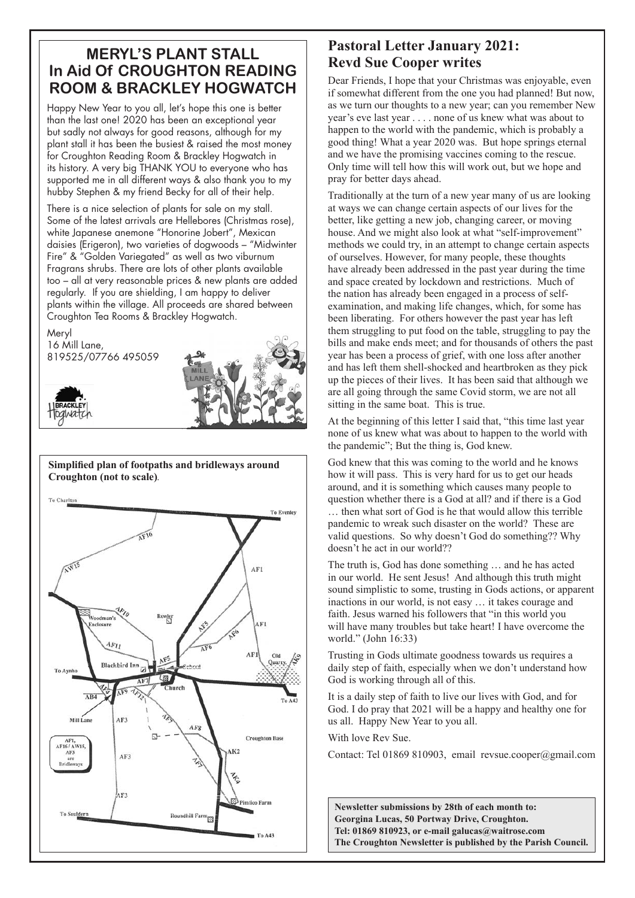## MERYL'S PLANT STALL In Aid Of CROUGHTON READING ROOM & BRACKLEY HOGWATCH

Happy New Year to you all, let's hope this one is better than the last one! 2020 has been an exceptional year but sadly not always for good reasons, although for my plant stall it has been the busiest & raised the most money for Croughton Reading Room & Brackley Hogwatch in its history. A very big THANK YOU to everyone who has supported me in all different ways & also thank you to my hubby Stephen & my friend Becky for all of their help.

There is a nice selection of plants for sale on my stall. Some of the latest arrivals are Hellebores (Christmas rose), white Japanese anemone "Honorine Jobert", Mexican daisies (Erigeron), two varieties of dogwoods – "Midwinter Fire" & "Golden Variegated" as well as two viburnum Fragrans shrubs. There are lots of other plants available too – all at very reasonable prices & new plants are added regularly. If you are shielding, I am happy to deliver plants within the village. All proceeds are shared between Croughton Tea Rooms & Brackley Hogwatch.

Meryl
16 Mill Lane,
819525/07766 495059

**Simplified plan of footpaths and bridleways around Croughton (not to scale)**.

To Charlton, To Evenley, AF16, AW15, AF1, AF10, Woodman's Enclosure, Rowler, AF5, AF6, AF1, AF11, AF6, AF1, Old Quarry, AK9, Blackbird Inn, AF5, School, To Aynho, AF7, AF4, AF9, AF12, Church, AB4, To A43, Mill Lane, AF3, AF7, AF8, Croughton Base, AF1, AF16 / AW15, AF3 are Bridleways, AF3, AK2, AF7, AK4, AF3, Pimlico Farm, To Souldern, Roundhill Farm, To A43

## Pastoral Letter January 2021: Revd Sue Cooper writes

Dear Friends, I hope that your Christmas was enjoyable, even if somewhat different from the one you had planned! But now, as we turn our thoughts to a new year; can you remember New year's eve last year . . . . none of us knew what was about to happen to the world with the pandemic, which is probably a good thing! What a year 2020 was. But hope springs eternal and we have the promising vaccines coming to the rescue. Only time will tell how this will work out, but we hope and pray for better days ahead.

Traditionally at the turn of a new year many of us are looking at ways we can change certain aspects of our lives for the better, like getting a new job, changing career, or moving house. And we might also look at what "self-improvement" methods we could try, in an attempt to change certain aspects of ourselves. However, for many people, these thoughts have already been addressed in the past year during the time and space created by lockdown and restrictions. Much of the nation has already been engaged in a process of self-examination, and making life changes, which, for some has been liberating. For others however the past year has left them struggling to put food on the table, struggling to pay the bills and make ends meet; and for thousands of others the past year has been a process of grief, with one loss after another and has left them shell-shocked and heartbroken as they pick up the pieces of their lives. It has been said that although we are all going through the same Covid storm, we are not all sitting in the same boat. This is true.

At the beginning of this letter I said that, "this time last year none of us knew what was about to happen to the world with the pandemic"; But the thing is, God knew.

God knew that this was coming to the world and he knows how it will pass. This is very hard for us to get our heads around, and it is something which causes many people to question whether there is a God at all? and if there is a God … then what sort of God is he that would allow this terrible pandemic to wreak such disaster on the world? These are valid questions. So why doesn't God do something?? Why doesn't he act in our world??

The truth is, God has done something … and he has acted in our world. He sent Jesus! And although this truth might sound simplistic to some, trusting in Gods actions, or apparent inactions in our world, is not easy … it takes courage and faith. Jesus warned his followers that "in this world you will have many troubles but take heart! I have overcome the world." (John 16:33)

Trusting in Gods ultimate goodness towards us requires a daily step of faith, especially when we don't understand how God is working through all of this.

It is a daily step of faith to live our lives with God, and for God. I do pray that 2021 will be a happy and healthy one for us all. Happy New Year to you all.

With love Rev Sue.

Contact: Tel 01869 810903, email revsue.cooper@gmail.com

**Newsletter submissions by 28th of each month to: Georgina Lucas, 50 Portway Drive, Croughton. Tel: 01869 810923, or e-mail galucas@waitrose.com The Croughton Newsletter is published by the Parish Council.**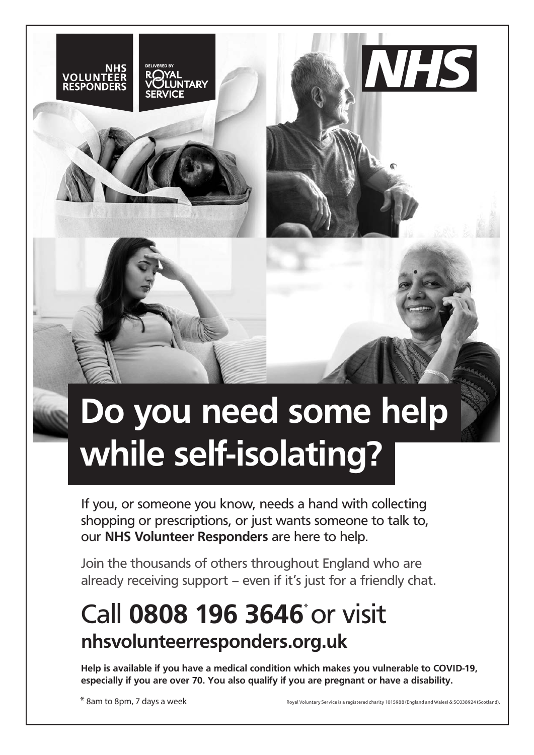NHS VOLUNTEER RESPONDERS

DELIVERED BY ROYAL VOLUNTARY SERVICE

NHS

# Do you need some help while self-isolating?

If you, or someone you know, needs a hand with collecting shopping or prescriptions, or just wants someone to talk to, our **NHS Volunteer Responders** are here to help.

Join the thousands of others throughout England who are already receiving support – even if it's just for a friendly chat.

## Call **0808 196 3646*** or visit **nhsvolunteerresponders.org.uk**

**Help is available if you have a medical condition which makes you vulnerable to COVID-19, especially if you are over 70. You also qualify if you are pregnant or have a disability.**

* 8am to 8pm, 7 days a week

Royal Voluntary Service is a registered charity 1015988 (England and Wales) & SC038924 (Scotland).